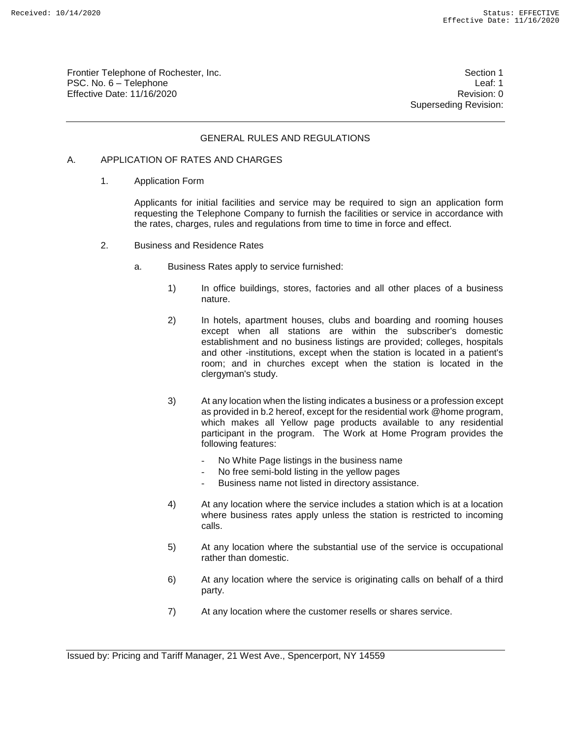Frontier Telephone of Rochester, Inc.
PSC. No. 6 – Telephone
Effective Date: 11/16/2020

Section 1
Leaf: 1
Revision: 0
Superseding Revision:

## GENERAL RULES AND REGULATIONS

A. APPLICATION OF RATES AND CHARGES

1. Application Form

Applicants for initial facilities and service may be required to sign an application form requesting the Telephone Company to furnish the facilities or service in accordance with the rates, charges, rules and regulations from time to time in force and effect.

2. Business and Residence Rates

a. Business Rates apply to service furnished:

1) In office buildings, stores, factories and all other places of a business nature.

2) In hotels, apartment houses, clubs and boarding and rooming houses except when all stations are within the subscriber's domestic establishment and no business listings are provided; colleges, hospitals and other -institutions, except when the station is located in a patient's room; and in churches except when the station is located in the clergyman's study.

3) At any location when the listing indicates a business or a profession except as provided in b.2 hereof, except for the residential work @home program, which makes all Yellow page products available to any residential participant in the program. The Work at Home Program provides the following features:

- No White Page listings in the business name
- No free semi-bold listing in the yellow pages
- Business name not listed in directory assistance.

4) At any location where the service includes a station which is at a location where business rates apply unless the station is restricted to incoming calls.

5) At any location where the substantial use of the service is occupational rather than domestic.

6) At any location where the service is originating calls on behalf of a third party.

7) At any location where the customer resells or shares service.

Issued by: Pricing and Tariff Manager, 21 West Ave., Spencerport, NY 14559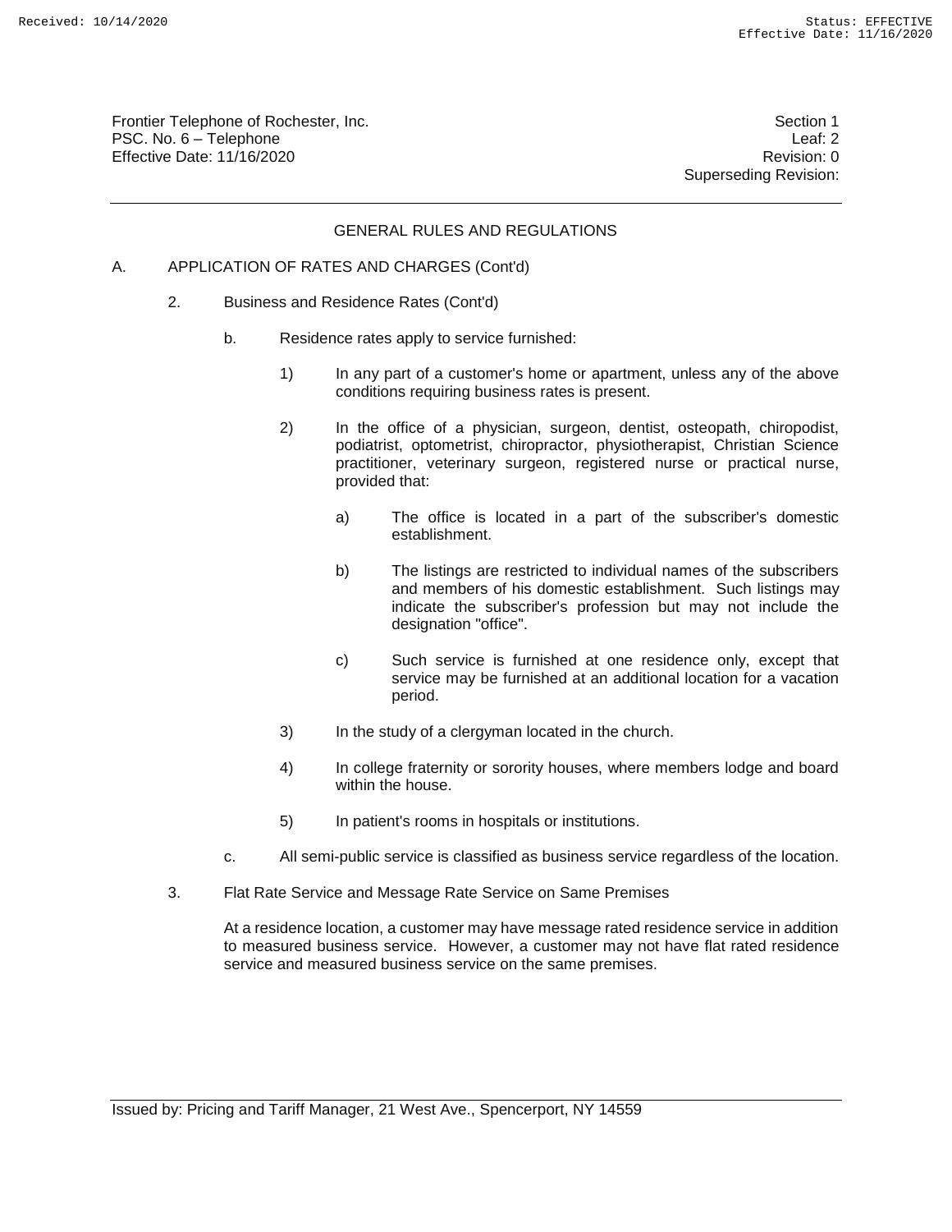## GENERAL RULES AND REGULATIONS

A. APPLICATION OF RATES AND CHARGES (Cont'd)

2. Business and Residence Rates (Cont'd)

   b. Residence rates apply to service furnished:

      1) In any part of a customer's home or apartment, unless any of the above conditions requiring business rates is present.

      2) In the office of a physician, surgeon, dentist, osteopath, chiropodist, podiatrist, optometrist, chiropractor, physiotherapist, Christian Science practitioner, veterinary surgeon, registered nurse or practical nurse, provided that:

         a) The office is located in a part of the subscriber's domestic establishment.

         b) The listings are restricted to individual names of the subscribers and members of his domestic establishment. Such listings may indicate the subscriber's profession but may not include the designation "office".

         c) Such service is furnished at one residence only, except that service may be furnished at an additional location for a vacation period.

      3) In the study of a clergyman located in the church.

      4) In college fraternity or sorority houses, where members lodge and board within the house.

      5) In patient's rooms in hospitals or institutions.

   c. All semi-public service is classified as business service regardless of the location.

3. Flat Rate Service and Message Rate Service on Same Premises

   At a residence location, a customer may have message rated residence service in addition to measured business service. However, a customer may not have flat rated residence service and measured business service on the same premises.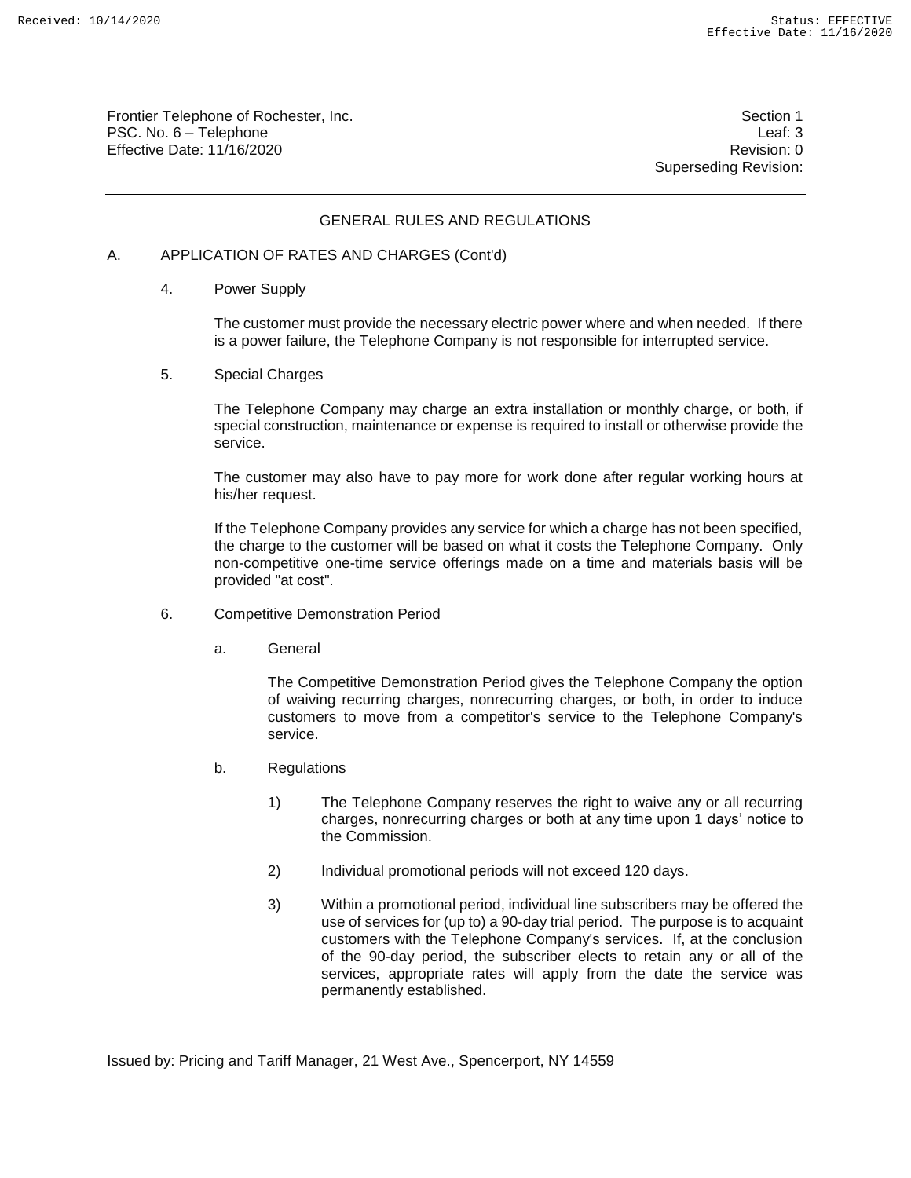# GENERAL RULES AND REGULATIONS

## A. APPLICATION OF RATES AND CHARGES (Cont'd)

### 4. Power Supply

The customer must provide the necessary electric power where and when needed. If there is a power failure, the Telephone Company is not responsible for interrupted service.

### 5. Special Charges

The Telephone Company may charge an extra installation or monthly charge, or both, if special construction, maintenance or expense is required to install or otherwise provide the service.

The customer may also have to pay more for work done after regular working hours at his/her request.

If the Telephone Company provides any service for which a charge has not been specified, the charge to the customer will be based on what it costs the Telephone Company. Only non-competitive one-time service offerings made on a time and materials basis will be provided "at cost".

### 6. Competitive Demonstration Period

#### a. General

The Competitive Demonstration Period gives the Telephone Company the option of waiving recurring charges, nonrecurring charges, or both, in order to induce customers to move from a competitor's service to the Telephone Company's service.

#### b. Regulations

1) The Telephone Company reserves the right to waive any or all recurring charges, nonrecurring charges or both at any time upon 1 days' notice to the Commission.

2) Individual promotional periods will not exceed 120 days.

3) Within a promotional period, individual line subscribers may be offered the use of services for (up to) a 90-day trial period. The purpose is to acquaint customers with the Telephone Company's services. If, at the conclusion of the 90-day period, the subscriber elects to retain any or all of the services, appropriate rates will apply from the date the service was permanently established.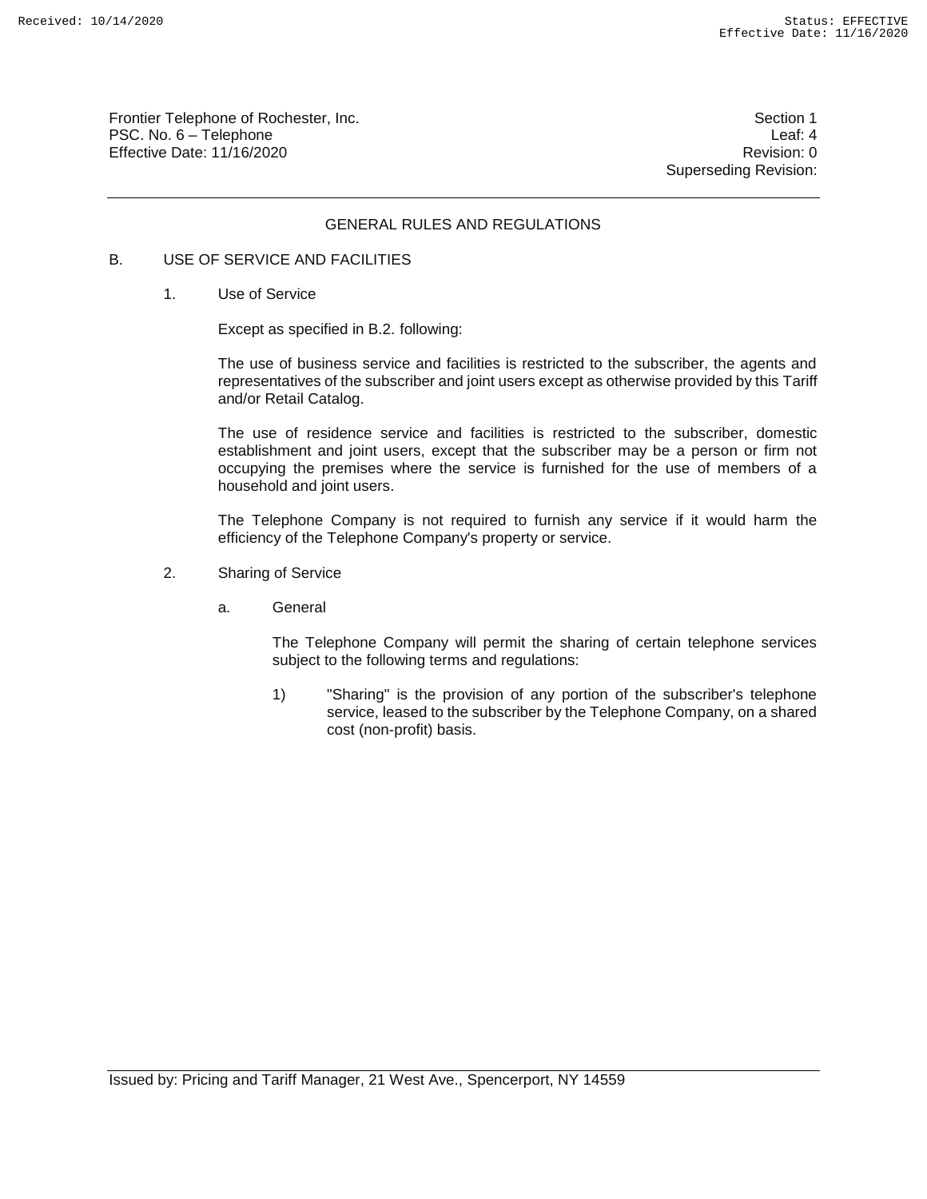## GENERAL RULES AND REGULATIONS

B. USE OF SERVICE AND FACILITIES

1. Use of Service

Except as specified in B.2. following:

The use of business service and facilities is restricted to the subscriber, the agents and representatives of the subscriber and joint users except as otherwise provided by this Tariff and/or Retail Catalog.

The use of residence service and facilities is restricted to the subscriber, domestic establishment and joint users, except that the subscriber may be a person or firm not occupying the premises where the service is furnished for the use of members of a household and joint users.

The Telephone Company is not required to furnish any service if it would harm the efficiency of the Telephone Company's property or service.

2. Sharing of Service

a. General

The Telephone Company will permit the sharing of certain telephone services subject to the following terms and regulations:

1) "Sharing" is the provision of any portion of the subscriber's telephone service, leased to the subscriber by the Telephone Company, on a shared cost (non-profit) basis.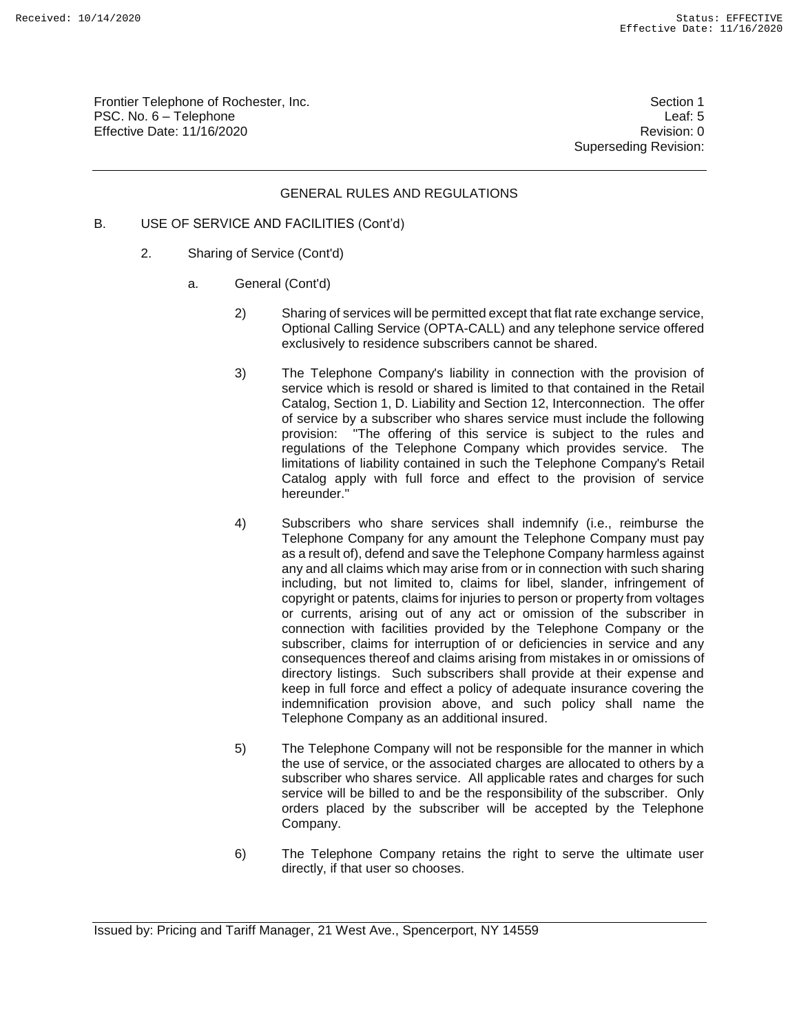## GENERAL RULES AND REGULATIONS

B. USE OF SERVICE AND FACILITIES (Cont'd)

2. Sharing of Service (Cont'd)

a. General (Cont'd)

2) Sharing of services will be permitted except that flat rate exchange service, Optional Calling Service (OPTA-CALL) and any telephone service offered exclusively to residence subscribers cannot be shared.

3) The Telephone Company's liability in connection with the provision of service which is resold or shared is limited to that contained in the Retail Catalog, Section 1, D. Liability and Section 12, Interconnection. The offer of service by a subscriber who shares service must include the following provision: "The offering of this service is subject to the rules and regulations of the Telephone Company which provides service. The limitations of liability contained in such the Telephone Company's Retail Catalog apply with full force and effect to the provision of service hereunder."

4) Subscribers who share services shall indemnify (i.e., reimburse the Telephone Company for any amount the Telephone Company must pay as a result of), defend and save the Telephone Company harmless against any and all claims which may arise from or in connection with such sharing including, but not limited to, claims for libel, slander, infringement of copyright or patents, claims for injuries to person or property from voltages or currents, arising out of any act or omission of the subscriber in connection with facilities provided by the Telephone Company or the subscriber, claims for interruption of or deficiencies in service and any consequences thereof and claims arising from mistakes in or omissions of directory listings. Such subscribers shall provide at their expense and keep in full force and effect a policy of adequate insurance covering the indemnification provision above, and such policy shall name the Telephone Company as an additional insured.

5) The Telephone Company will not be responsible for the manner in which the use of service, or the associated charges are allocated to others by a subscriber who shares service. All applicable rates and charges for such service will be billed to and be the responsibility of the subscriber. Only orders placed by the subscriber will be accepted by the Telephone Company.

6) The Telephone Company retains the right to serve the ultimate user directly, if that user so chooses.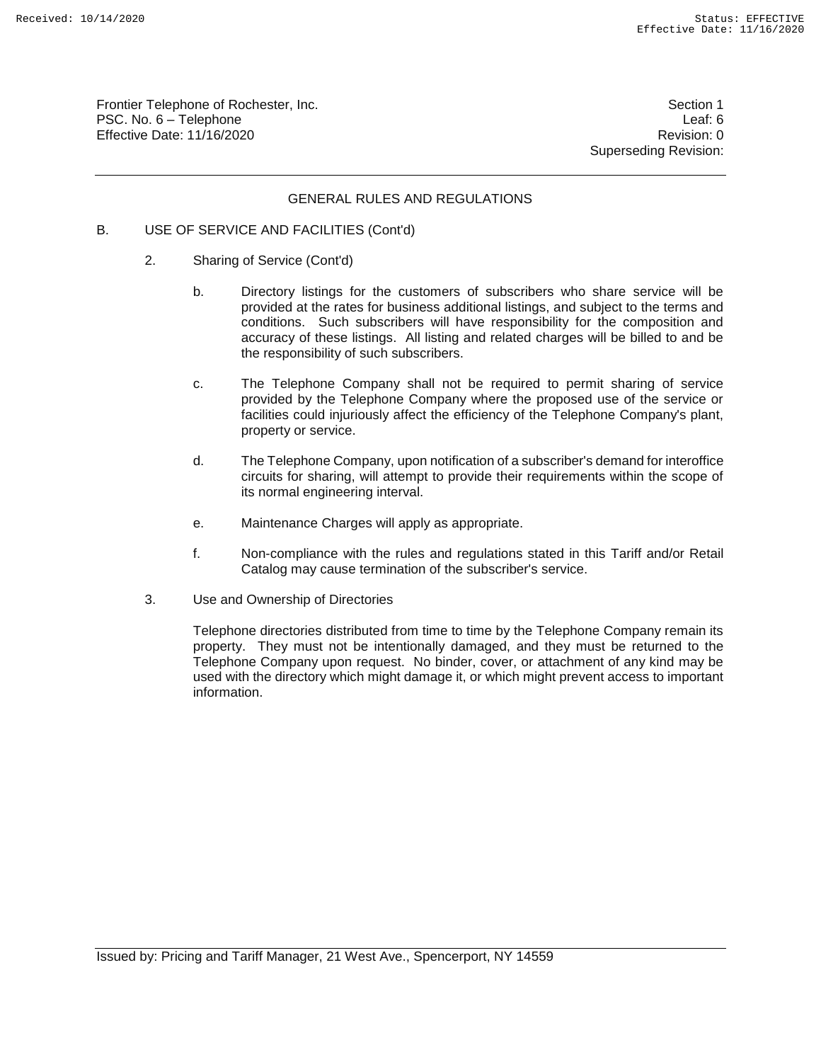## GENERAL RULES AND REGULATIONS

B. USE OF SERVICE AND FACILITIES (Cont'd)

2. Sharing of Service (Cont'd)

   b. Directory listings for the customers of subscribers who share service will be provided at the rates for business additional listings, and subject to the terms and conditions. Such subscribers will have responsibility for the composition and accuracy of these listings. All listing and related charges will be billed to and be the responsibility of such subscribers.

   c. The Telephone Company shall not be required to permit sharing of service provided by the Telephone Company where the proposed use of the service or facilities could injuriously affect the efficiency of the Telephone Company's plant, property or service.

   d. The Telephone Company, upon notification of a subscriber's demand for interoffice circuits for sharing, will attempt to provide their requirements within the scope of its normal engineering interval.

   e. Maintenance Charges will apply as appropriate.

   f. Non-compliance with the rules and regulations stated in this Tariff and/or Retail Catalog may cause termination of the subscriber's service.

3. Use and Ownership of Directories

   Telephone directories distributed from time to time by the Telephone Company remain its property. They must not be intentionally damaged, and they must be returned to the Telephone Company upon request. No binder, cover, or attachment of any kind may be used with the directory which might damage it, or which might prevent access to important information.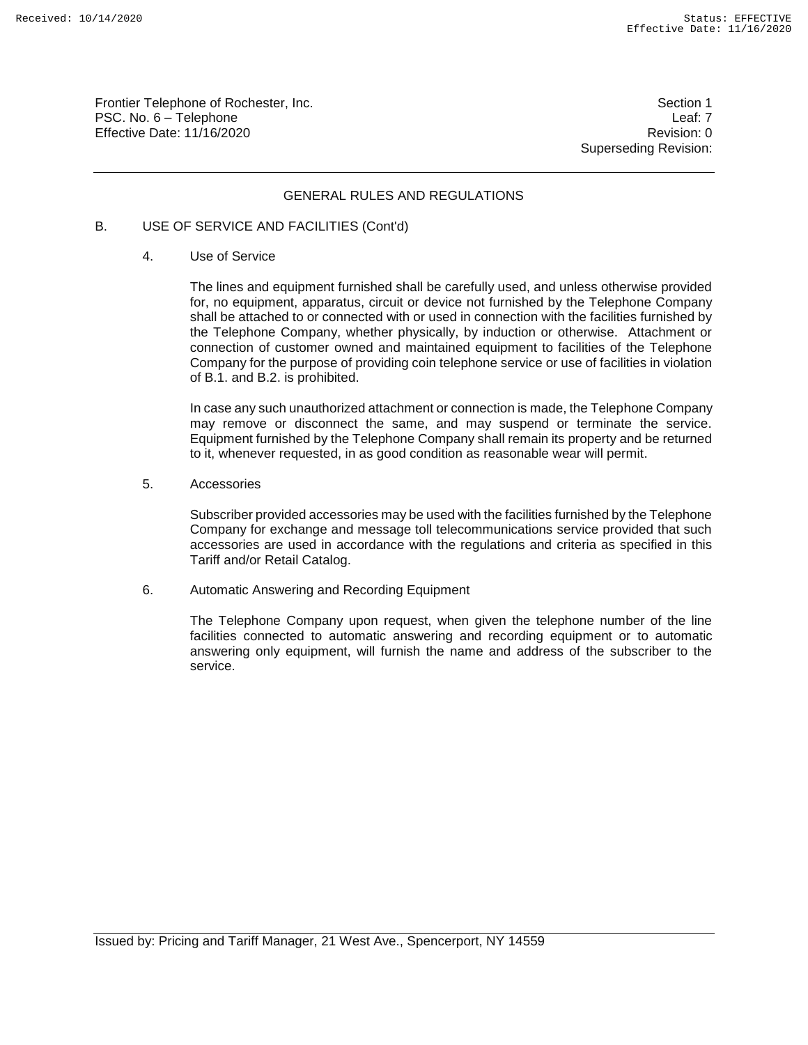## GENERAL RULES AND REGULATIONS

B. USE OF SERVICE AND FACILITIES (Cont'd)

4. Use of Service

The lines and equipment furnished shall be carefully used, and unless otherwise provided for, no equipment, apparatus, circuit or device not furnished by the Telephone Company shall be attached to or connected with or used in connection with the facilities furnished by the Telephone Company, whether physically, by induction or otherwise. Attachment or connection of customer owned and maintained equipment to facilities of the Telephone Company for the purpose of providing coin telephone service or use of facilities in violation of B.1. and B.2. is prohibited.

In case any such unauthorized attachment or connection is made, the Telephone Company may remove or disconnect the same, and may suspend or terminate the service. Equipment furnished by the Telephone Company shall remain its property and be returned to it, whenever requested, in as good condition as reasonable wear will permit.

5. Accessories

Subscriber provided accessories may be used with the facilities furnished by the Telephone Company for exchange and message toll telecommunications service provided that such accessories are used in accordance with the regulations and criteria as specified in this Tariff and/or Retail Catalog.

6. Automatic Answering and Recording Equipment

The Telephone Company upon request, when given the telephone number of the line facilities connected to automatic answering and recording equipment or to automatic answering only equipment, will furnish the name and address of the subscriber to the service.